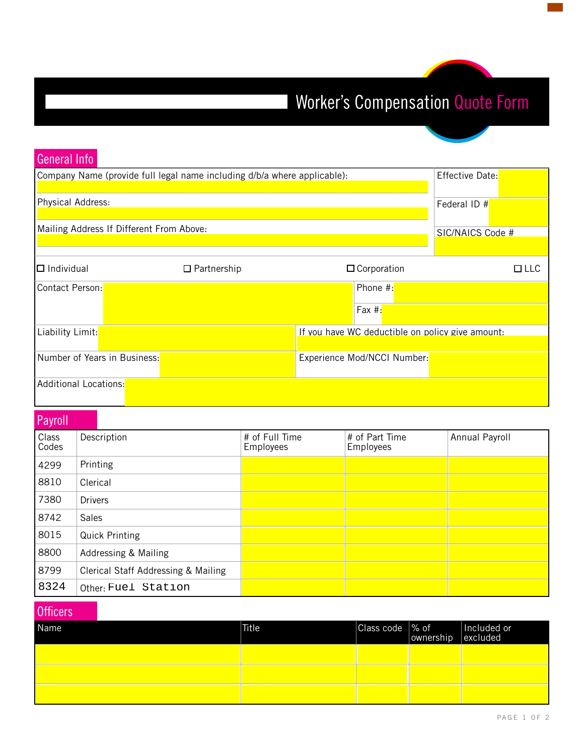# Worker's Compensation Quote Form

## General Info

| Company Name (provide full legal name including d/b/a where applicable): | Effective Date: |
|---|---|
| Physical Address: | Federal ID # |
| Mailing Address If Different From Above: | SIC/NAICS Code # |

☐ Individual ☐ Partnership ☐ Corporation ☐ LLC

| | |
|---|---|
| Contact Person: | Phone #: |
| | Fax #: |
| Liability Limit: | If you have WC deductible on policy give amount: |
| Number of Years in Business: | Experience Mod/NCCI Number: |
| Additional Locations: | |

## Payroll

| Class Codes | Description | # of Full Time Employees | # of Part Time Employees | Annual Payroll |
|---|---|---|---|---|
| 4299 | Printing | | | |
| 8810 | Clerical | | | |
| 7380 | Drivers | | | |
| 8742 | Sales | | | |
| 8015 | Quick Printing | | | |
| 8800 | Addressing & Mailing | | | |
| 8799 | Clerical Staff Addressing & Mailing | | | |
| 8324 | Other: Fuel Station | | | |

## Officers

| Name | Title | Class code | % of ownership | Included or excluded |
|---|---|---|---|---|
| | | | | |
| | | | | |
| | | | | |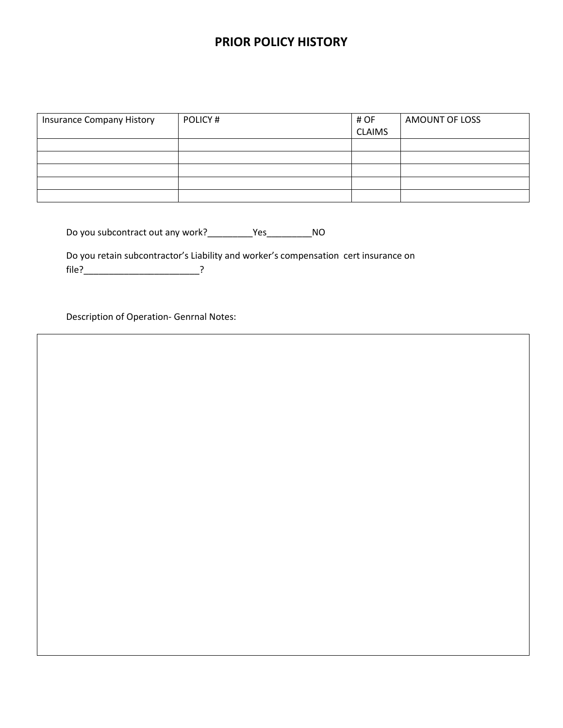# PRIOR POLICY HISTORY

| Insurance Company History | POLICY # | # OF CLAIMS | AMOUNT OF LOSS |
|---|---|---|---|
| | | | |
| | | | |
| | | | |
| | | | |
| | | | |

Do you subcontract out any work?_________Yes_________NO

Do you retain subcontractor's Liability and worker's compensation cert insurance on file?_______________________?

Description of Operation- Genrnal Notes: